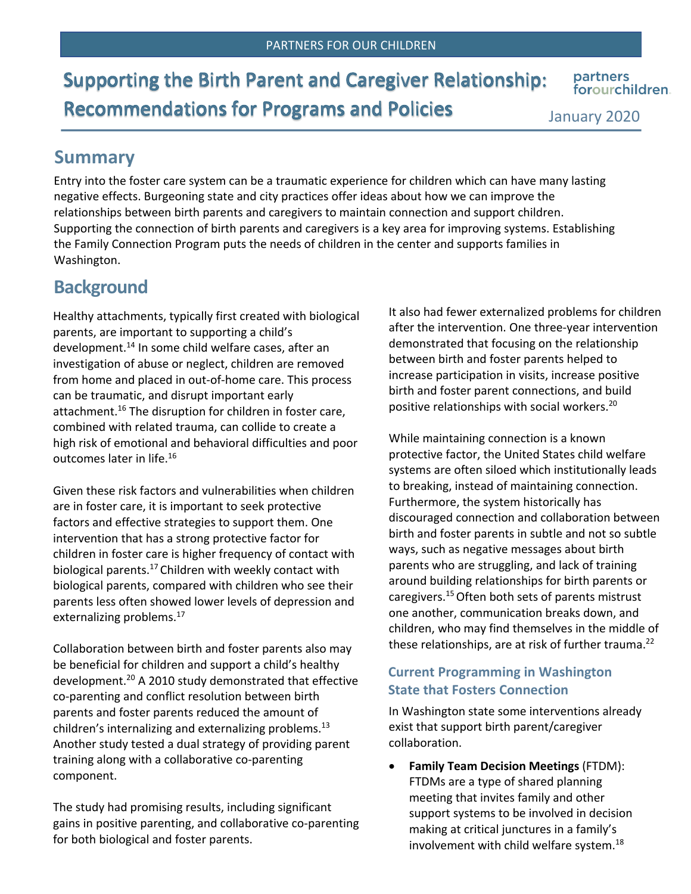PARTNERS FOR OUR CHILDREN

# Supporting the Birth Parent and Caregiver Relationship: Recommendations for Programs and Policies

partners forourchildren

January 2020

## Summary

Entry into the foster care system can be a traumatic experience for children which can have many lasting negative effects. Burgeoning state and city practices offer ideas about how we can improve the relationships between birth parents and caregivers to maintain connection and support children. Supporting the connection of birth parents and caregivers is a key area for improving systems. Establishing the Family Connection Program puts the needs of children in the center and supports families in Washington.

## Background

Healthy attachments, typically first created with biological parents, are important to supporting a child's development.[14] In some child welfare cases, after an investigation of abuse or neglect, children are removed from home and placed in out-of-home care. This process can be traumatic, and disrupt important early attachment.[16] The disruption for children in foster care, combined with related trauma, can collide to create a high risk of emotional and behavioral difficulties and poor outcomes later in life.[16]

Given these risk factors and vulnerabilities when children are in foster care, it is important to seek protective factors and effective strategies to support them. One intervention that has a strong protective factor for children in foster care is higher frequency of contact with biological parents.[17] Children with weekly contact with biological parents, compared with children who see their parents less often showed lower levels of depression and externalizing problems.[17]

Collaboration between birth and foster parents also may be beneficial for children and support a child's healthy development.[20] A 2010 study demonstrated that effective co-parenting and conflict resolution between birth parents and foster parents reduced the amount of children's internalizing and externalizing problems.[13] Another study tested a dual strategy of providing parent training along with a collaborative co-parenting component.

The study had promising results, including significant gains in positive parenting, and collaborative co-parenting for both biological and foster parents.

It also had fewer externalized problems for children after the intervention. One three-year intervention demonstrated that focusing on the relationship between birth and foster parents helped to increase participation in visits, increase positive birth and foster parent connections, and build positive relationships with social workers.[20]

While maintaining connection is a known protective factor, the United States child welfare systems are often siloed which institutionally leads to breaking, instead of maintaining connection. Furthermore, the system historically has discouraged connection and collaboration between birth and foster parents in subtle and not so subtle ways, such as negative messages about birth parents who are struggling, and lack of training around building relationships for birth parents or caregivers.[15] Often both sets of parents mistrust one another, communication breaks down, and children, who may find themselves in the middle of these relationships, are at risk of further trauma.[22]

### Current Programming in Washington State that Fosters Connection

In Washington state some interventions already exist that support birth parent/caregiver collaboration.

- **Family Team Decision Meetings** (FTDM): FTDMs are a type of shared planning meeting that invites family and other support systems to be involved in decision making at critical junctures in a family's involvement with child welfare system.[18]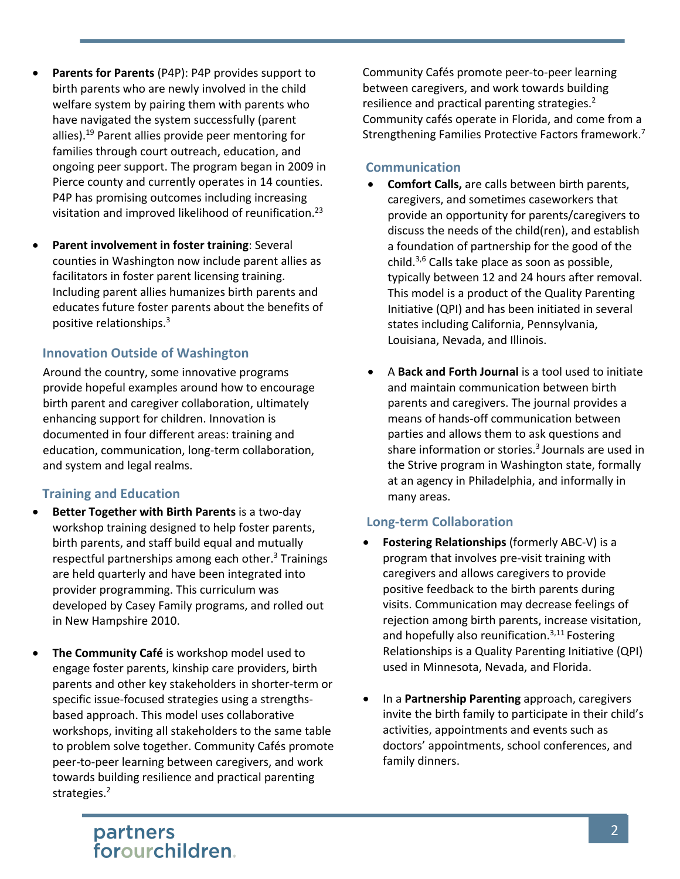- **Parents for Parents** (P4P): P4P provides support to birth parents who are newly involved in the child welfare system by pairing them with parents who have navigated the system successfully (parent allies).[19] Parent allies provide peer mentoring for families through court outreach, education, and ongoing peer support. The program began in 2009 in Pierce county and currently operates in 14 counties. P4P has promising outcomes including increasing visitation and improved likelihood of reunification.[23]

- **Parent involvement in foster training**: Several counties in Washington now include parent allies as facilitators in foster parent licensing training. Including parent allies humanizes birth parents and educates future foster parents about the benefits of positive relationships.[3]

## Innovation Outside of Washington

Around the country, some innovative programs provide hopeful examples around how to encourage birth parent and caregiver collaboration, ultimately enhancing support for children. Innovation is documented in four different areas: training and education, communication, long-term collaboration, and system and legal realms.

## Training and Education

- **Better Together with Birth Parents** is a two-day workshop training designed to help foster parents, birth parents, and staff build equal and mutually respectful partnerships among each other.[3] Trainings are held quarterly and have been integrated into provider programming. This curriculum was developed by Casey Family programs, and rolled out in New Hampshire 2010.

- **The Community Café** is workshop model used to engage foster parents, kinship care providers, birth parents and other key stakeholders in shorter-term or specific issue-focused strategies using a strengths-based approach. This model uses collaborative workshops, inviting all stakeholders to the same table to problem solve together. Community Cafés promote peer-to-peer learning between caregivers, and work towards building resilience and practical parenting strategies.[2]

  Community Cafés promote peer-to-peer learning between caregivers, and work towards building resilience and practical parenting strategies.[2] Community cafés operate in Florida, and come from a Strengthening Families Protective Factors framework.[7]

## Communication

- **Comfort Calls,** are calls between birth parents, caregivers, and sometimes caseworkers that provide an opportunity for parents/caregivers to discuss the needs of the child(ren), and establish a foundation of partnership for the good of the child.[3,6] Calls take place as soon as possible, typically between 12 and 24 hours after removal. This model is a product of the Quality Parenting Initiative (QPI) and has been initiated in several states including California, Pennsylvania, Louisiana, Nevada, and Illinois.

- A **Back and Forth Journal** is a tool used to initiate and maintain communication between birth parents and caregivers. The journal provides a means of hands-off communication between parties and allows them to ask questions and share information or stories.[3] Journals are used in the Strive program in Washington state, formally at an agency in Philadelphia, and informally in many areas.

## Long-term Collaboration

- **Fostering Relationships** (formerly ABC-V) is a program that involves pre-visit training with caregivers and allows caregivers to provide positive feedback to the birth parents during visits. Communication may decrease feelings of rejection among birth parents, increase visitation, and hopefully also reunification.[3,11] Fostering Relationships is a Quality Parenting Initiative (QPI) used in Minnesota, Nevada, and Florida.

- In a **Partnership Parenting** approach, caregivers invite the birth family to participate in their child's activities, appointments and events such as doctors' appointments, school conferences, and family dinners.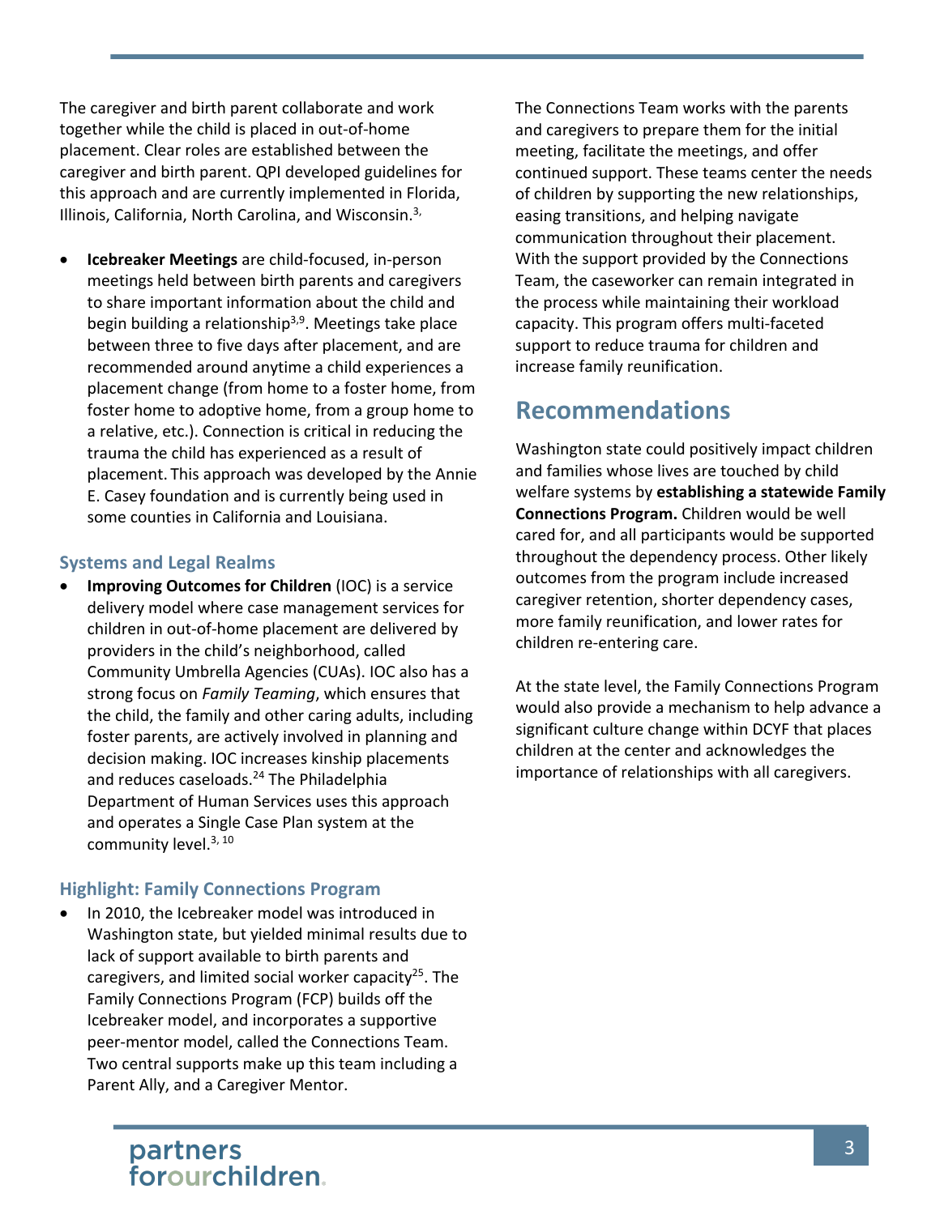The caregiver and birth parent collaborate and work together while the child is placed in out-of-home placement. Clear roles are established between the caregiver and birth parent. QPI developed guidelines for this approach and are currently implemented in Florida, Illinois, California, North Carolina, and Wisconsin.[3,]

- **Icebreaker Meetings** are child-focused, in-person meetings held between birth parents and caregivers to share important information about the child and begin building a relationship[3,9]. Meetings take place between three to five days after placement, and are recommended around anytime a child experiences a placement change (from home to a foster home, from foster home to adoptive home, from a group home to a relative, etc.). Connection is critical in reducing the trauma the child has experienced as a result of placement. This approach was developed by the Annie E. Casey foundation and is currently being used in some counties in California and Louisiana.

### Systems and Legal Realms

- **Improving Outcomes for Children** (IOC) is a service delivery model where case management services for children in out-of-home placement are delivered by providers in the child's neighborhood, called Community Umbrella Agencies (CUAs). IOC also has a strong focus on *Family Teaming*, which ensures that the child, the family and other caring adults, including foster parents, are actively involved in planning and decision making. IOC increases kinship placements and reduces caseloads.[24] The Philadelphia Department of Human Services uses this approach and operates a Single Case Plan system at the community level.[3, 10]

### Highlight: Family Connections Program

- In 2010, the Icebreaker model was introduced in Washington state, but yielded minimal results due to lack of support available to birth parents and caregivers, and limited social worker capacity[25]. The Family Connections Program (FCP) builds off the Icebreaker model, and incorporates a supportive peer-mentor model, called the Connections Team. Two central supports make up this team including a Parent Ally, and a Caregiver Mentor.

The Connections Team works with the parents and caregivers to prepare them for the initial meeting, facilitate the meetings, and offer continued support. These teams center the needs of children by supporting the new relationships, easing transitions, and helping navigate communication throughout their placement. With the support provided by the Connections Team, the caseworker can remain integrated in the process while maintaining their workload capacity. This program offers multi-faceted support to reduce trauma for children and increase family reunification.

## Recommendations

Washington state could positively impact children and families whose lives are touched by child welfare systems by **establishing a statewide Family Connections Program.** Children would be well cared for, and all participants would be supported throughout the dependency process. Other likely outcomes from the program include increased caregiver retention, shorter dependency cases, more family reunification, and lower rates for children re-entering care.

At the state level, the Family Connections Program would also provide a mechanism to help advance a significant culture change within DCYF that places children at the center and acknowledges the importance of relationships with all caregivers.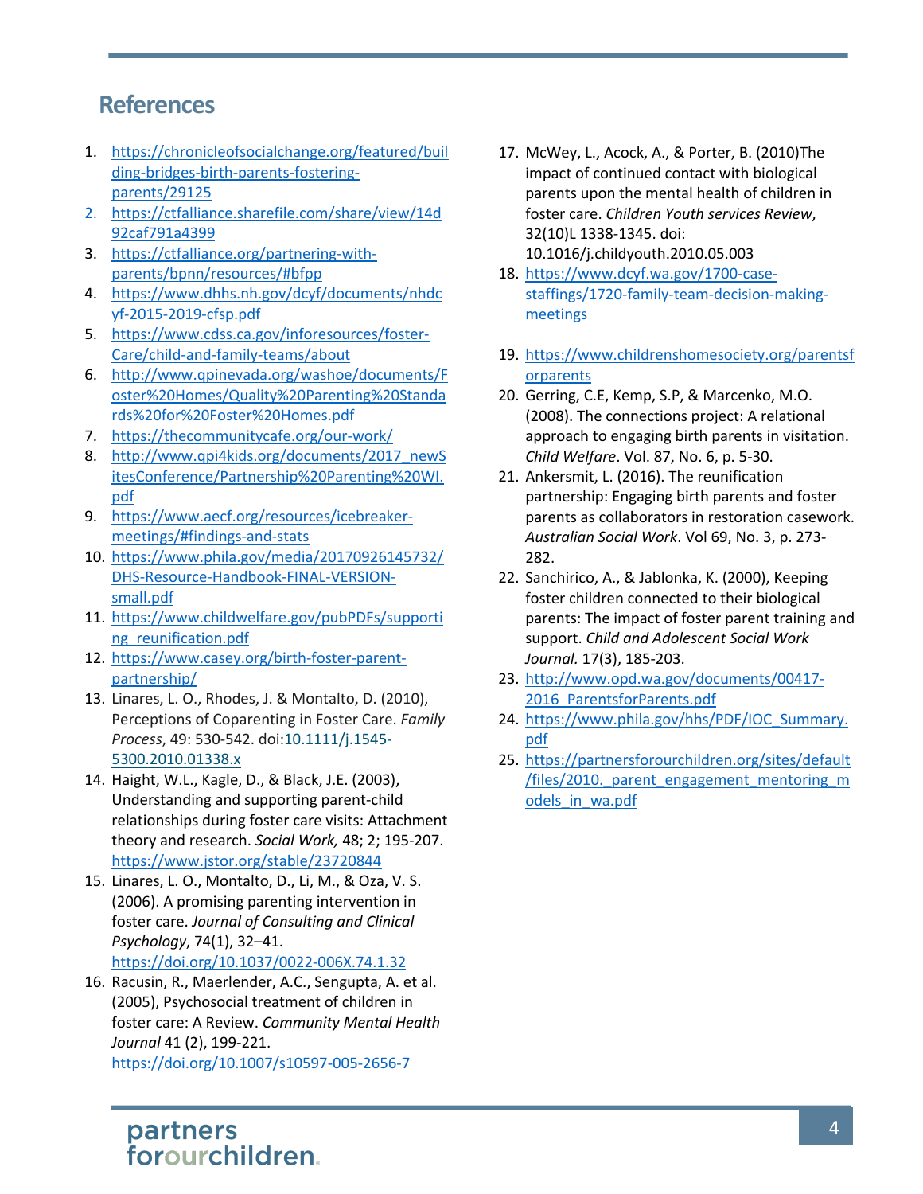# References

1. https://chronicleofsocialchange.org/featured/building-bridges-birth-parents-fostering-parents/29125
2. https://ctfalliance.sharefile.com/share/view/14d92caf791a4399
3. https://ctfalliance.org/partnering-with-parents/bpnn/resources/#bfpp
4. https://www.dhhs.nh.gov/dcyf/documents/nhdcyf-2015-2019-cfsp.pdf
5. https://www.cdss.ca.gov/inforesources/foster-Care/child-and-family-teams/about
6. http://www.qpinevada.org/washoe/documents/Foster%20Homes/Quality%20Parenting%20Standards%20for%20Foster%20Homes.pdf
7. https://thecommunitycafe.org/our-work/
8. http://www.qpi4kids.org/documents/2017_newSitesConference/Partnership%20Parenting%20WI.pdf
9. https://www.aecf.org/resources/icebreaker-meetings/#findings-and-stats
10. https://www.phila.gov/media/20170926145732/DHS-Resource-Handbook-FINAL-VERSION-small.pdf
11. https://www.childwelfare.gov/pubPDFs/supporting_reunification.pdf
12. https://www.casey.org/birth-foster-parent-partnership/
13. Linares, L. O., Rhodes, J. & Montalto, D. (2010), Perceptions of Coparenting in Foster Care. *Family Process*, 49: 530-542. doi:10.1111/j.1545-5300.2010.01338.x
14. Haight, W.L., Kagle, D., & Black, J.E. (2003), Understanding and supporting parent-child relationships during foster care visits: Attachment theory and research. *Social Work,* 48; 2; 195-207. https://www.jstor.org/stable/23720844
15. Linares, L. O., Montalto, D., Li, M., & Oza, V. S. (2006). A promising parenting intervention in foster care. *Journal of Consulting and Clinical Psychology*, 74(1), 32–41. https://doi.org/10.1037/0022-006X.74.1.32
16. Racusin, R., Maerlender, A.C., Sengupta, A. et al. (2005), Psychosocial treatment of children in foster care: A Review. *Community Mental Health Journal* 41 (2), 199-221. https://doi.org/10.1007/s10597-005-2656-7
17. McWey, L., Acock, A., & Porter, B. (2010)The impact of continued contact with biological parents upon the mental health of children in foster care. *Children Youth services Review*, 32(10)L 1338-1345. doi: 10.1016/j.childyouth.2010.05.003
18. https://www.dcyf.wa.gov/1700-case-staffings/1720-family-team-decision-making-meetings
19. https://www.childrenshomesociety.org/parentsforparents
20. Gerring, C.E, Kemp, S.P, & Marcenko, M.O. (2008). The connections project: A relational approach to engaging birth parents in visitation. *Child Welfare*. Vol. 87, No. 6, p. 5-30.
21. Ankersmit, L. (2016). The reunification partnership: Engaging birth parents and foster parents as collaborators in restoration casework. *Australian Social Work*. Vol 69, No. 3, p. 273-282.
22. Sanchirico, A., & Jablonka, K. (2000), Keeping foster children connected to their biological parents: The impact of foster parent training and support. *Child and Adolescent Social Work Journal.* 17(3), 185-203.
23. http://www.opd.wa.gov/documents/00417-2016_ParentsforParents.pdf
24. https://www.phila.gov/hhs/PDF/IOC_Summary.pdf
25. https://partnersforourchildren.org/sites/default/files/2010._parent_engagement_mentoring_models_in_wa.pdf